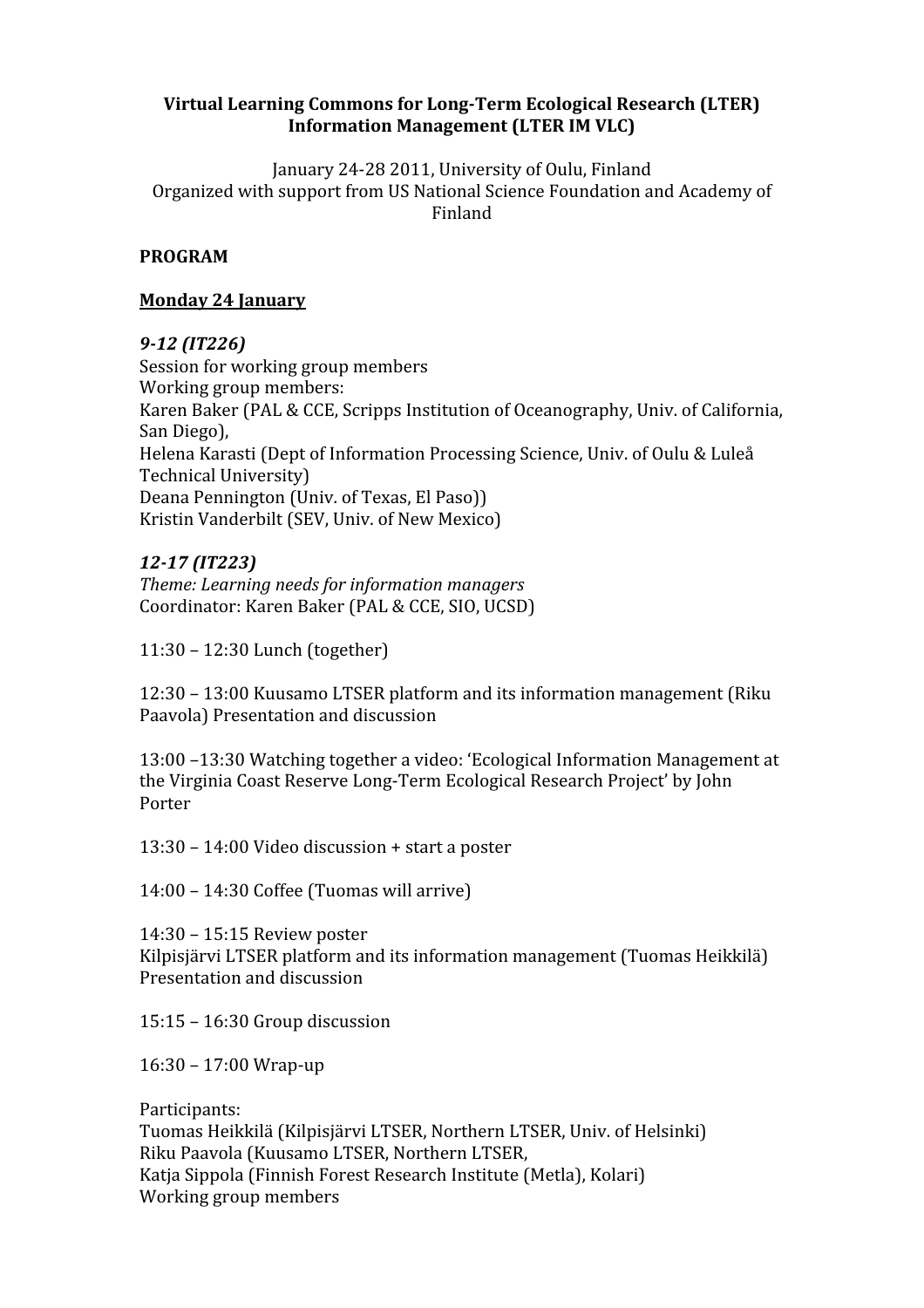**Virtual Learning Commons for Long-Term Ecological Research (LTER) Information Management (LTER IM VLC)**

January 24-28 2011, University of Oulu, Finland
Organized with support from US National Science Foundation and Academy of Finland

**PROGRAM**

**Monday 24 January**

***9-12 (IT226)***
Session for working group members
Working group members:
Karen Baker (PAL & CCE, Scripps Institution of Oceanography, Univ. of California, San Diego),
Helena Karasti (Dept of Information Processing Science, Univ. of Oulu & Luleå Technical University)
Deana Pennington (Univ. of Texas, El Paso))
Kristin Vanderbilt (SEV, Univ. of New Mexico)

***12-17 (IT223)***
*Theme: Learning needs for information managers*
Coordinator: Karen Baker (PAL & CCE, SIO, UCSD)

11:30 – 12:30 Lunch (together)

12:30 – 13:00 Kuusamo LTSER platform and its information management (Riku Paavola) Presentation and discussion

13:00 –13:30 Watching together a video: 'Ecological Information Management at the Virginia Coast Reserve Long-Term Ecological Research Project' by John Porter

13:30 – 14:00 Video discussion + start a poster

14:00 – 14:30 Coffee (Tuomas will arrive)

14:30 – 15:15 Review poster
Kilpisjärvi LTSER platform and its information management (Tuomas Heikkilä) Presentation and discussion

15:15 – 16:30 Group discussion

16:30 – 17:00 Wrap-up

Participants:
Tuomas Heikkilä (Kilpisjärvi LTSER, Northern LTSER, Univ. of Helsinki)
Riku Paavola (Kuusamo LTSER, Northern LTSER,
Katja Sippola (Finnish Forest Research Institute (Metla), Kolari)
Working group members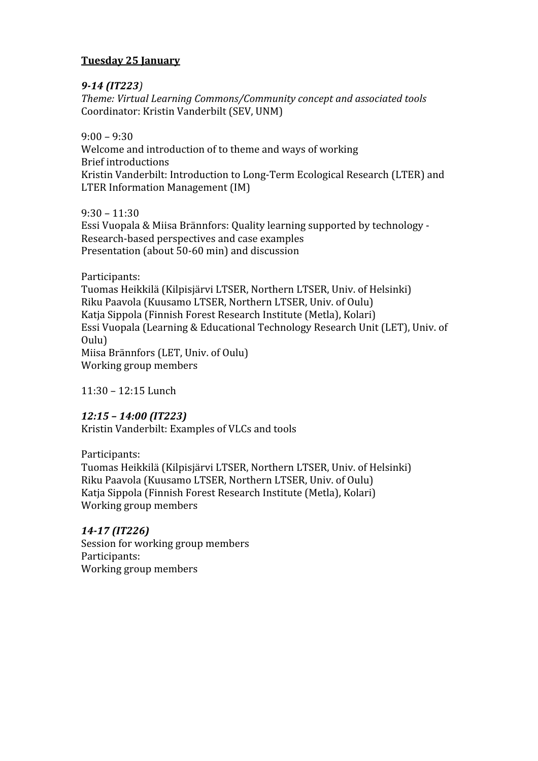**<u>Tuesday 25 January</u>**

***9-14 (IT223***)
*Theme: Virtual Learning Commons/Community concept and associated tools*
Coordinator: Kristin Vanderbilt (SEV, UNM)

9:00 – 9:30
Welcome and introduction of to theme and ways of working
Brief introductions
Kristin Vanderbilt: Introduction to Long-Term Ecological Research (LTER) and LTER Information Management (IM)

9:30 – 11:30
Essi Vuopala & Miisa Brännfors: Quality learning supported by technology - Research-based perspectives and case examples
Presentation (about 50-60 min) and discussion

Participants:
Tuomas Heikkilä (Kilpisjärvi LTSER, Northern LTSER, Univ. of Helsinki)
Riku Paavola (Kuusamo LTSER, Northern LTSER, Univ. of Oulu)
Katja Sippola (Finnish Forest Research Institute (Metla), Kolari)
Essi Vuopala (Learning & Educational Technology Research Unit (LET), Univ. of Oulu)
Miisa Brännfors (LET, Univ. of Oulu)
Working group members

11:30 – 12:15 Lunch

***12:15 – 14:00 (IT223)***
Kristin Vanderbilt: Examples of VLCs and tools

Participants:
Tuomas Heikkilä (Kilpisjärvi LTSER, Northern LTSER, Univ. of Helsinki)
Riku Paavola (Kuusamo LTSER, Northern LTSER, Univ. of Oulu)
Katja Sippola (Finnish Forest Research Institute (Metla), Kolari)
Working group members

***14-17 (IT226)***
Session for working group members
Participants:
Working group members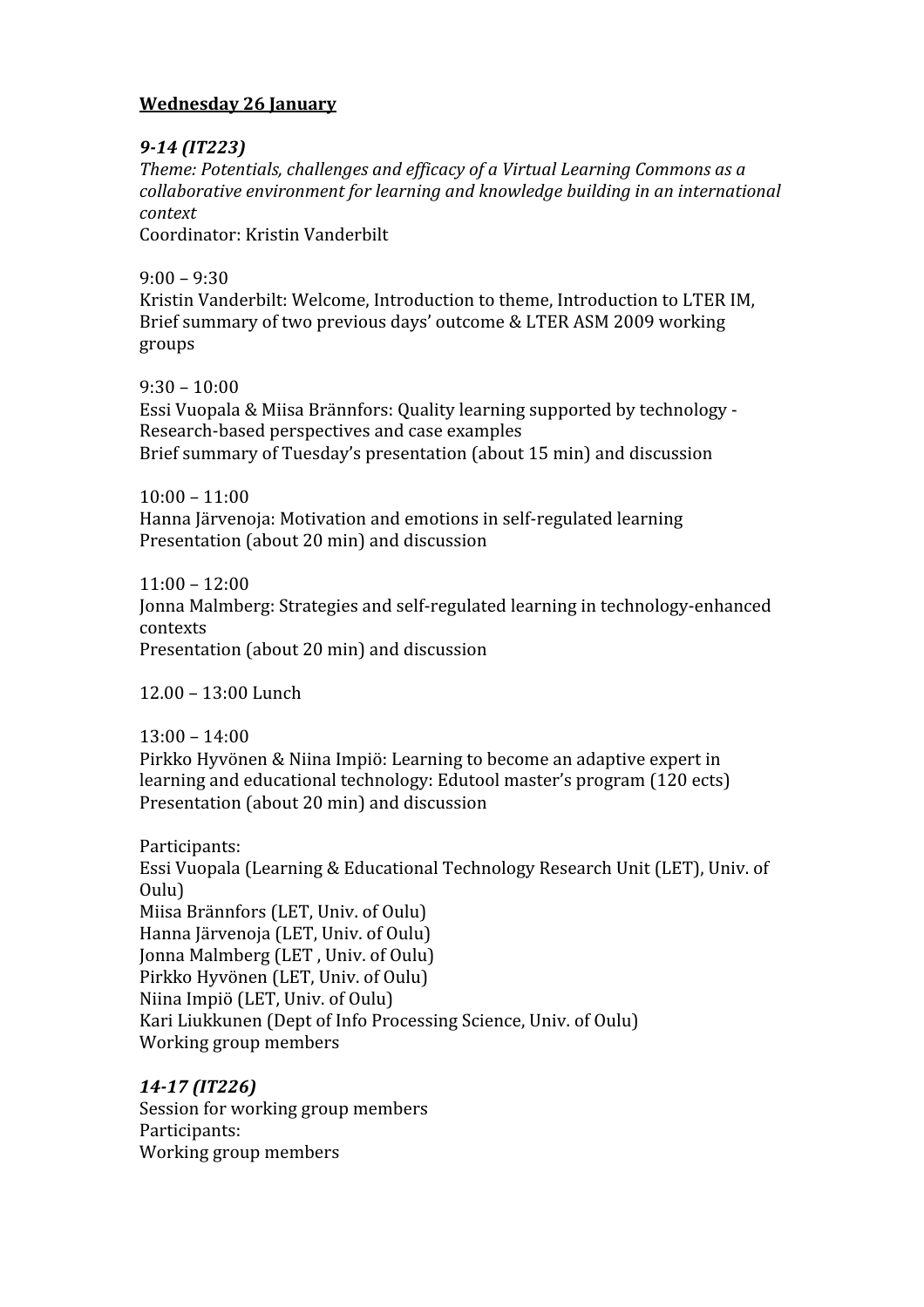**Wednesday 26 January**

***9-14 (IT223)***

*Theme: Potentials, challenges and efficacy of a Virtual Learning Commons as a collaborative environment for learning and knowledge building in an international context*

Coordinator: Kristin Vanderbilt

9:00 – 9:30
Kristin Vanderbilt: Welcome, Introduction to theme, Introduction to LTER IM, Brief summary of two previous days' outcome & LTER ASM 2009 working groups

9:30 – 10:00
Essi Vuopala & Miisa Brännfors: Quality learning supported by technology - Research-based perspectives and case examples
Brief summary of Tuesday's presentation (about 15 min) and discussion

10:00 – 11:00
Hanna Järvenoja: Motivation and emotions in self-regulated learning
Presentation (about 20 min) and discussion

11:00 – 12:00
Jonna Malmberg: Strategies and self-regulated learning in technology-enhanced contexts
Presentation (about 20 min) and discussion

12.00 – 13:00 Lunch

13:00 – 14:00
Pirkko Hyvönen & Niina Impiö: Learning to become an adaptive expert in learning and educational technology: Edutool master's program (120 ects)
Presentation (about 20 min) and discussion

Participants:
Essi Vuopala (Learning & Educational Technology Research Unit (LET), Univ. of Oulu)
Miisa Brännfors (LET, Univ. of Oulu)
Hanna Järvenoja (LET, Univ. of Oulu)
Jonna Malmberg (LET , Univ. of Oulu)
Pirkko Hyvönen (LET, Univ. of Oulu)
Niina Impiö (LET, Univ. of Oulu)
Kari Liukkunen (Dept of Info Processing Science, Univ. of Oulu)
Working group members

***14-17 (IT226)***

Session for working group members
Participants:
Working group members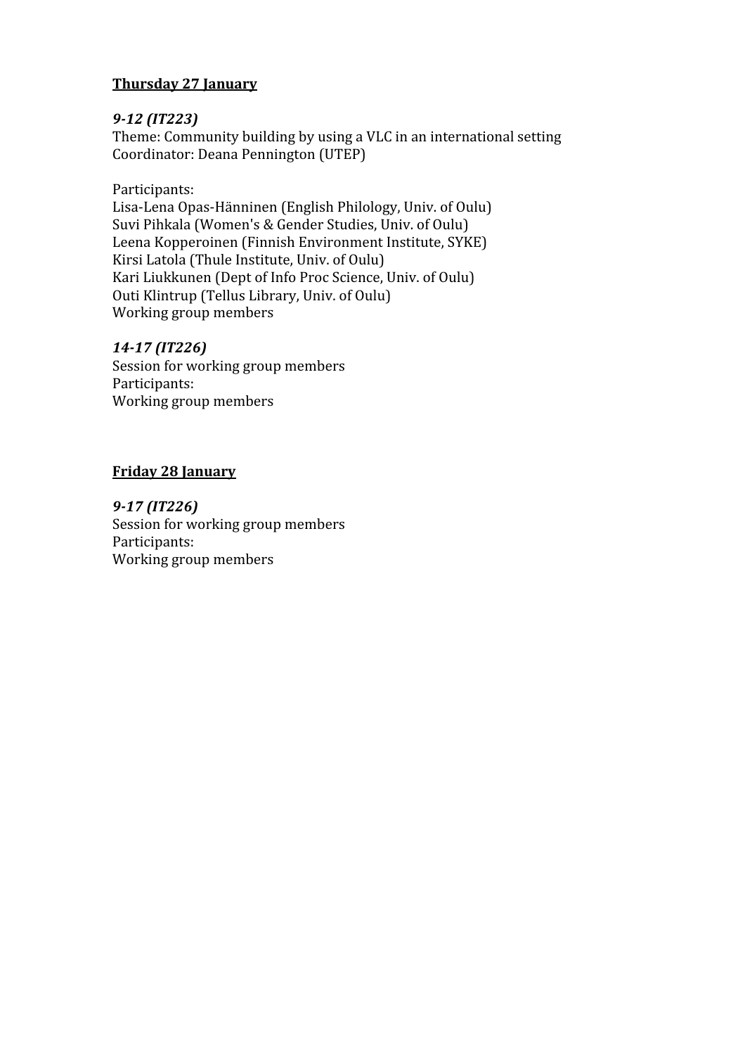**<u>Thursday 27 January</u>**

***9-12 (IT223)***
Theme: Community building by using a VLC in an international setting
Coordinator: Deana Pennington (UTEP)

Participants:
Lisa-Lena Opas-Hänninen (English Philology, Univ. of Oulu)
Suvi Pihkala (Women's & Gender Studies, Univ. of Oulu)
Leena Kopperoinen (Finnish Environment Institute, SYKE)
Kirsi Latola (Thule Institute, Univ. of Oulu)
Kari Liukkunen (Dept of Info Proc Science, Univ. of Oulu)
Outi Klintrup (Tellus Library, Univ. of Oulu)
Working group members

***14-17 (IT226)***
Session for working group members
Participants:
Working group members

**<u>Friday 28 January</u>**

***9-17 (IT226)***
Session for working group members
Participants:
Working group members